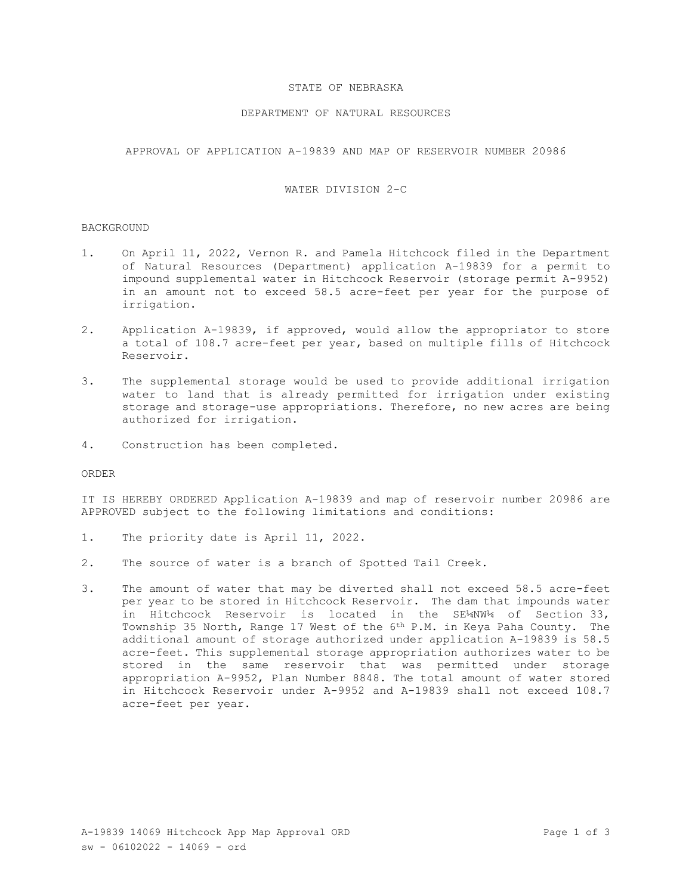# STATE OF NEBRASKA

## DEPARTMENT OF NATURAL RESOURCES

### APPROVAL OF APPLICATION A-19839 AND MAP OF RESERVOIR NUMBER 20986

### WATER DIVISION 2-C

BACKGROUND

1. On April 11, 2022, Vernon R. and Pamela Hitchcock filed in the Department of Natural Resources (Department) application A-19839 for a permit to impound supplemental water in Hitchcock Reservoir (storage permit A-9952) in an amount not to exceed 58.5 acre-feet per year for the purpose of irrigation.

2. Application A-19839, if approved, would allow the appropriator to store a total of 108.7 acre-feet per year, based on multiple fills of Hitchcock Reservoir.

3. The supplemental storage would be used to provide additional irrigation water to land that is already permitted for irrigation under existing storage and storage-use appropriations. Therefore, no new acres are being authorized for irrigation.

4. Construction has been completed.

ORDER

IT IS HEREBY ORDERED Application A-19839 and map of reservoir number 20986 are APPROVED subject to the following limitations and conditions:

1. The priority date is April 11, 2022.

2. The source of water is a branch of Spotted Tail Creek.

3. The amount of water that may be diverted shall not exceed 58.5 acre-feet per year to be stored in Hitchcock Reservoir. The dam that impounds water in Hitchcock Reservoir is located in the SE¼NW¼ of Section 33, Township 35 North, Range 17 West of the 6th P.M. in Keya Paha County. The additional amount of storage authorized under application A-19839 is 58.5 acre-feet. This supplemental storage appropriation authorizes water to be stored in the same reservoir that was permitted under storage appropriation A-9952, Plan Number 8848. The total amount of water stored in Hitchcock Reservoir under A-9952 and A-19839 shall not exceed 108.7 acre-feet per year.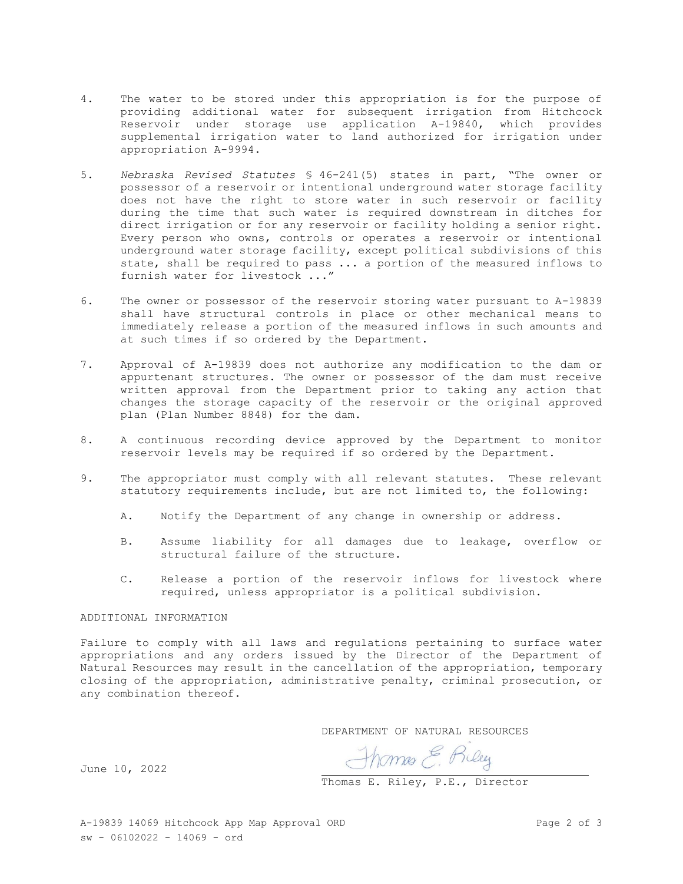4. The water to be stored under this appropriation is for the purpose of providing additional water for subsequent irrigation from Hitchcock Reservoir under storage use application A-19840, which provides supplemental irrigation water to land authorized for irrigation under appropriation A-9994.

5. *Nebraska Revised Statutes* § 46-241(5) states in part, "The owner or possessor of a reservoir or intentional underground water storage facility does not have the right to store water in such reservoir or facility during the time that such water is required downstream in ditches for direct irrigation or for any reservoir or facility holding a senior right. Every person who owns, controls or operates a reservoir or intentional underground water storage facility, except political subdivisions of this state, shall be required to pass ... a portion of the measured inflows to furnish water for livestock ..."

6. The owner or possessor of the reservoir storing water pursuant to A-19839 shall have structural controls in place or other mechanical means to immediately release a portion of the measured inflows in such amounts and at such times if so ordered by the Department.

7. Approval of A-19839 does not authorize any modification to the dam or appurtenant structures. The owner or possessor of the dam must receive written approval from the Department prior to taking any action that changes the storage capacity of the reservoir or the original approved plan (Plan Number 8848) for the dam.

8. A continuous recording device approved by the Department to monitor reservoir levels may be required if so ordered by the Department.

9. The appropriator must comply with all relevant statutes. These relevant statutory requirements include, but are not limited to, the following:

   A. Notify the Department of any change in ownership or address.

   B. Assume liability for all damages due to leakage, overflow or structural failure of the structure.

   C. Release a portion of the reservoir inflows for livestock where required, unless appropriator is a political subdivision.

ADDITIONAL INFORMATION

Failure to comply with all laws and regulations pertaining to surface water appropriations and any orders issued by the Director of the Department of Natural Resources may result in the cancellation of the appropriation, temporary closing of the appropriation, administrative penalty, criminal prosecution, or any combination thereof.

DEPARTMENT OF NATURAL RESOURCES

June 10, 2022

Thomas E. Riley

Thomas E. Riley, P.E., Director

A-19839 14069 Hitchcock App Map Approval ORD
sw - 06102022 - 14069 - ord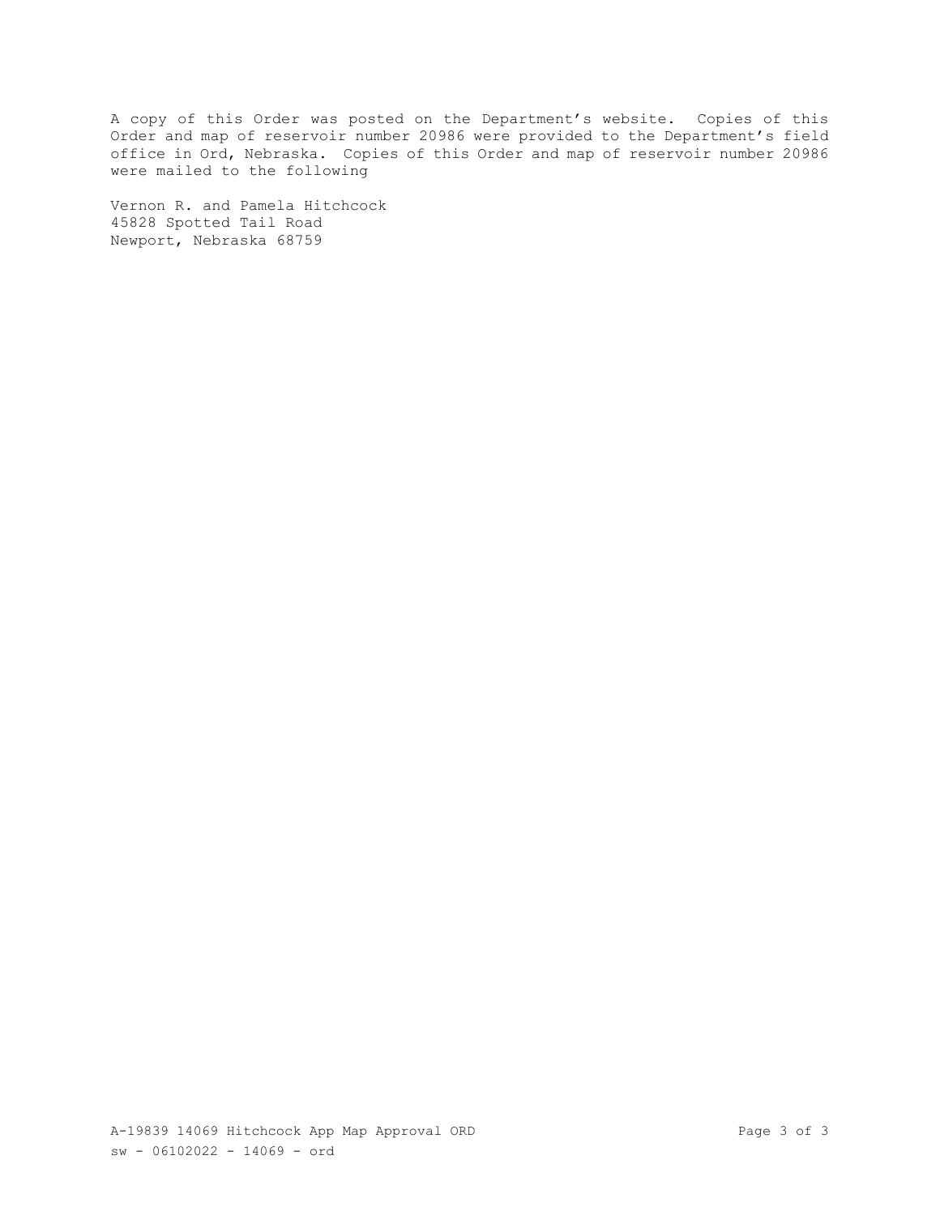A copy of this Order was posted on the Department's website. Copies of this Order and map of reservoir number 20986 were provided to the Department's field office in Ord, Nebraska. Copies of this Order and map of reservoir number 20986 were mailed to the following

Vernon R. and Pamela Hitchcock
45828 Spotted Tail Road
Newport, Nebraska 68759